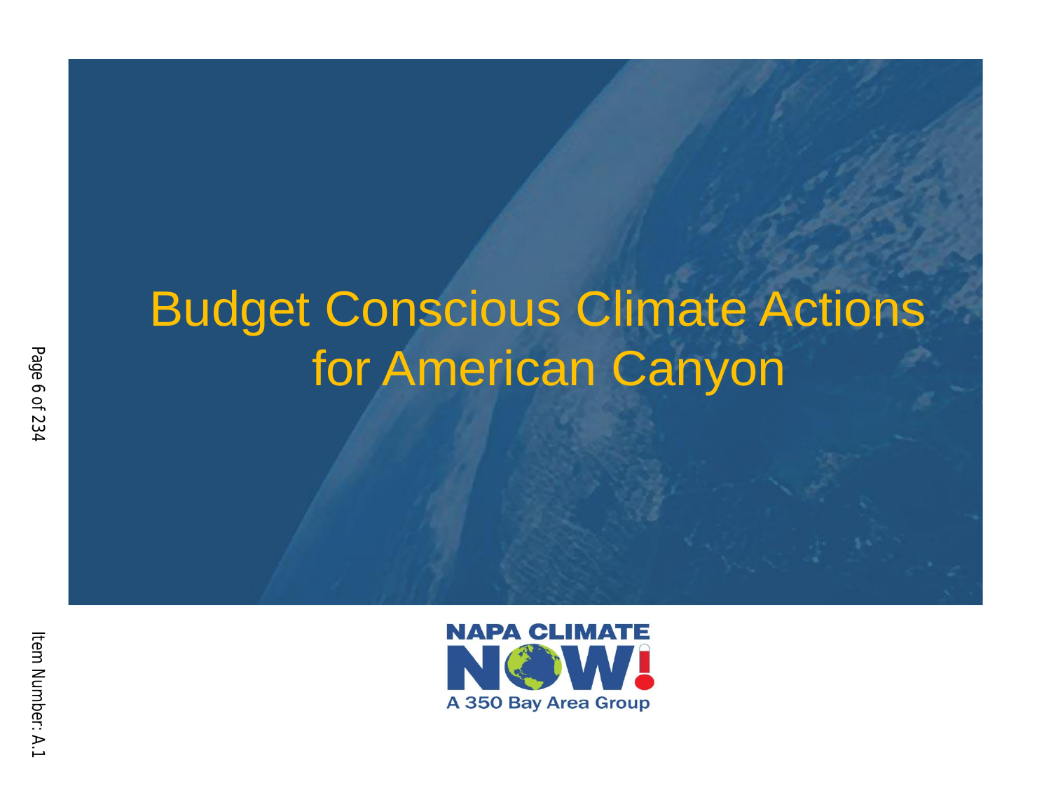# Budget Conscious Climate Actions for American Canyon

NAPA CLIMATE NOW!

A 350 Bay Area Group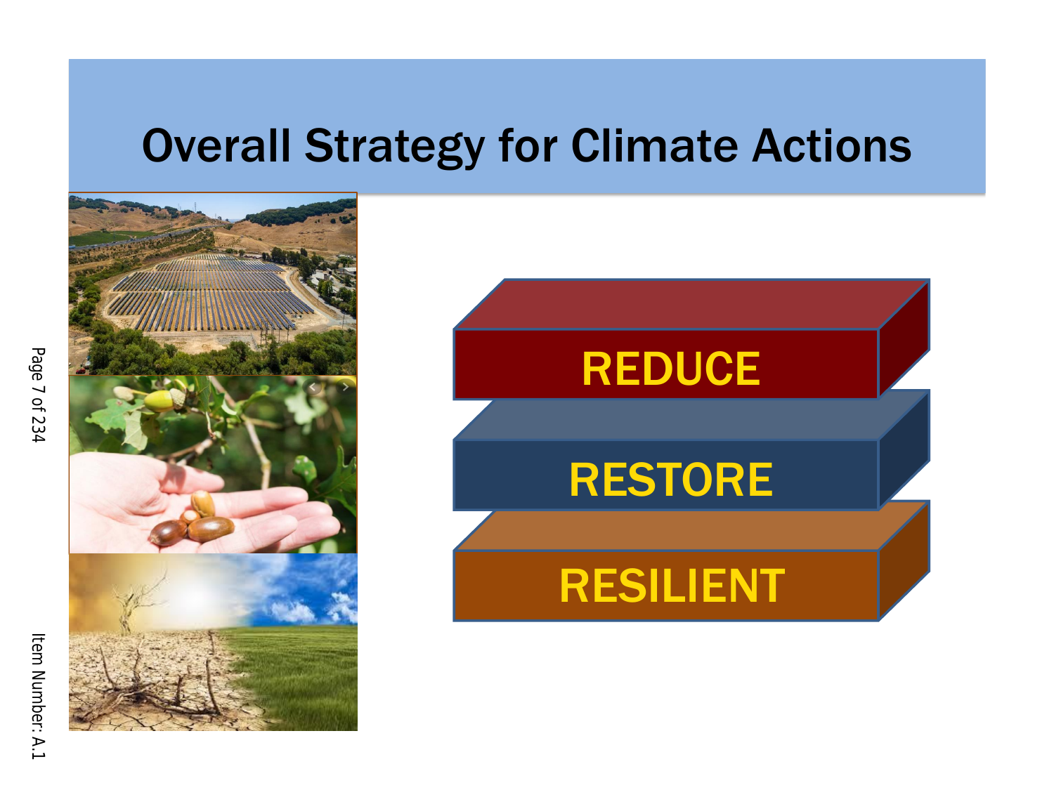# Overall Strategy for Climate Actions

- REDUCE
- RESTORE
- RESILIENT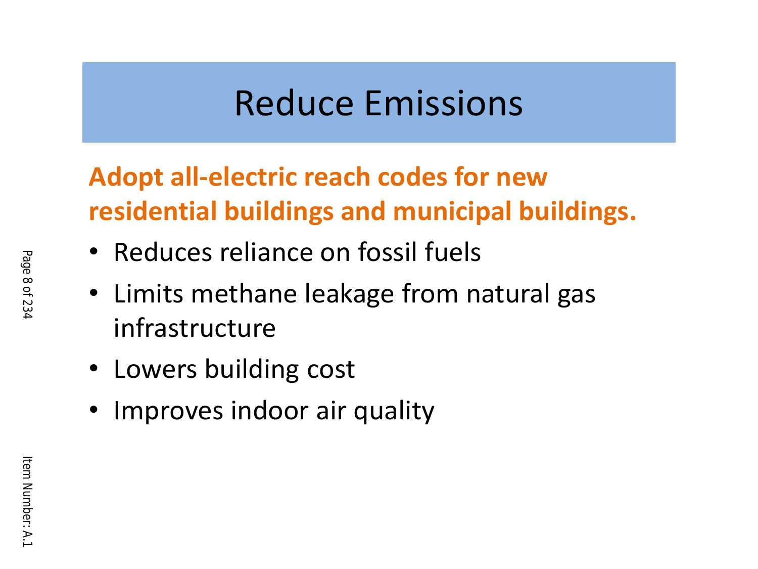# Reduce Emissions

**Adopt all-electric reach codes for new residential buildings and municipal buildings.**

- Reduces reliance on fossil fuels
- Limits methane leakage from natural gas infrastructure
- Lowers building cost
- Improves indoor air quality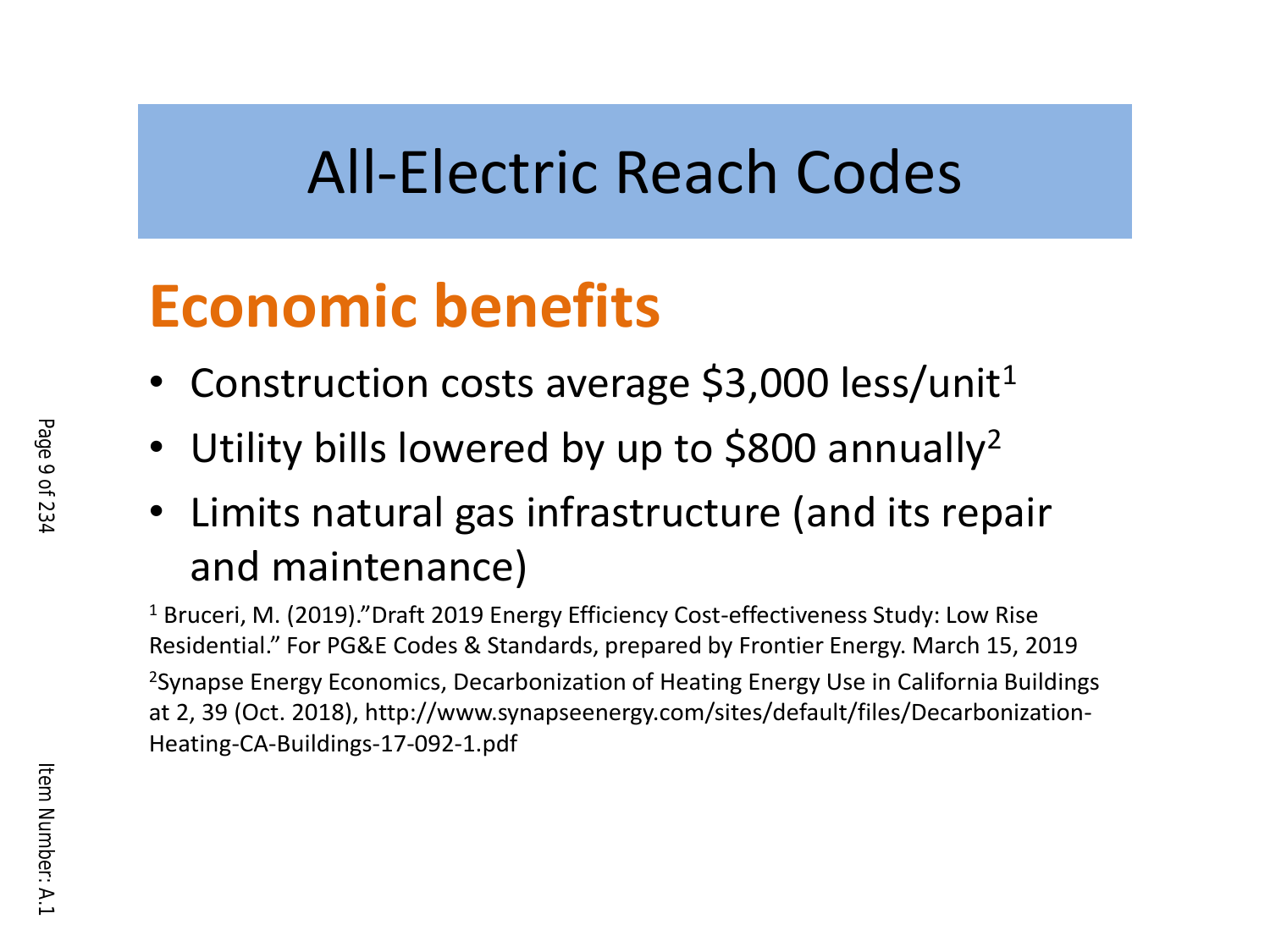# All-Electric Reach Codes

## Economic benefits

- Construction costs average $3,000 less/unit[1]
- Utility bills lowered by up to $800 annually[2]
- Limits natural gas infrastructure (and its repair and maintenance)

[1] Bruceri, M. (2019)."Draft 2019 Energy Efficiency Cost-effectiveness Study: Low Rise Residential." For PG&E Codes & Standards, prepared by Frontier Energy. March 15, 2019

[2]Synapse Energy Economics, Decarbonization of Heating Energy Use in California Buildings at 2, 39 (Oct. 2018), http://www.synapseenergy.com/sites/default/files/Decarbonization-Heating-CA-Buildings-17-092-1.pdf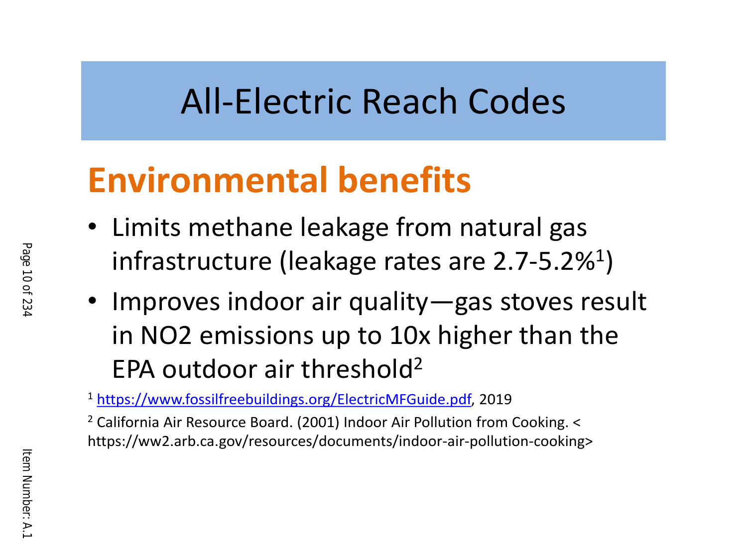# All-Electric Reach Codes

## Environmental benefits

- Limits methane leakage from natural gas infrastructure (leakage rates are 2.7-5.2%[1])
- Improves indoor air quality—gas stoves result in NO2 emissions up to 10x higher than the EPA outdoor air threshold[2]

[1] https://www.fossilfreebuildings.org/ElectricMFGuide.pdf, 2019

[2] California Air Resource Board. (2001) Indoor Air Pollution from Cooking. < https://ww2.arb.ca.gov/resources/documents/indoor-air-pollution-cooking>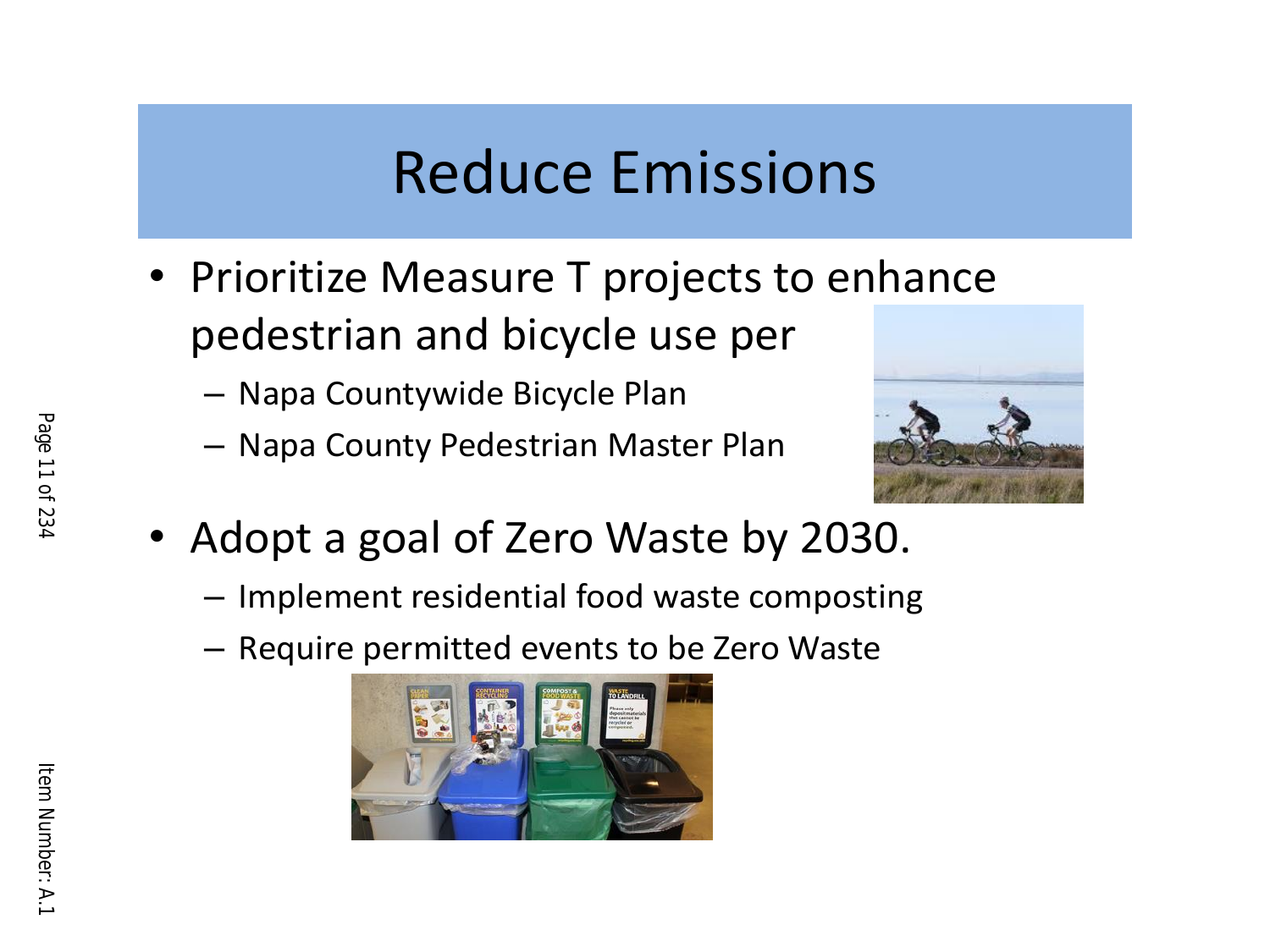# Reduce Emissions

- Prioritize Measure T projects to enhance pedestrian and bicycle use per
  - Napa Countywide Bicycle Plan
  - Napa County Pedestrian Master Plan
- Adopt a goal of Zero Waste by 2030.
  - Implement residential food waste composting
  - Require permitted events to be Zero Waste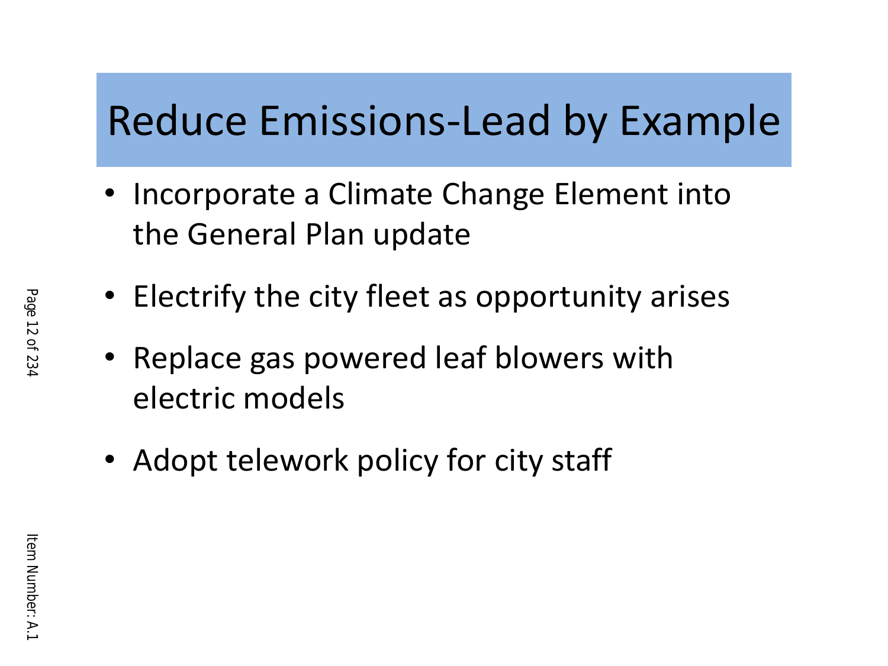# Reduce Emissions-Lead by Example

- Incorporate a Climate Change Element into the General Plan update
- Electrify the city fleet as opportunity arises
- Replace gas powered leaf blowers with electric models
- Adopt telework policy for city staff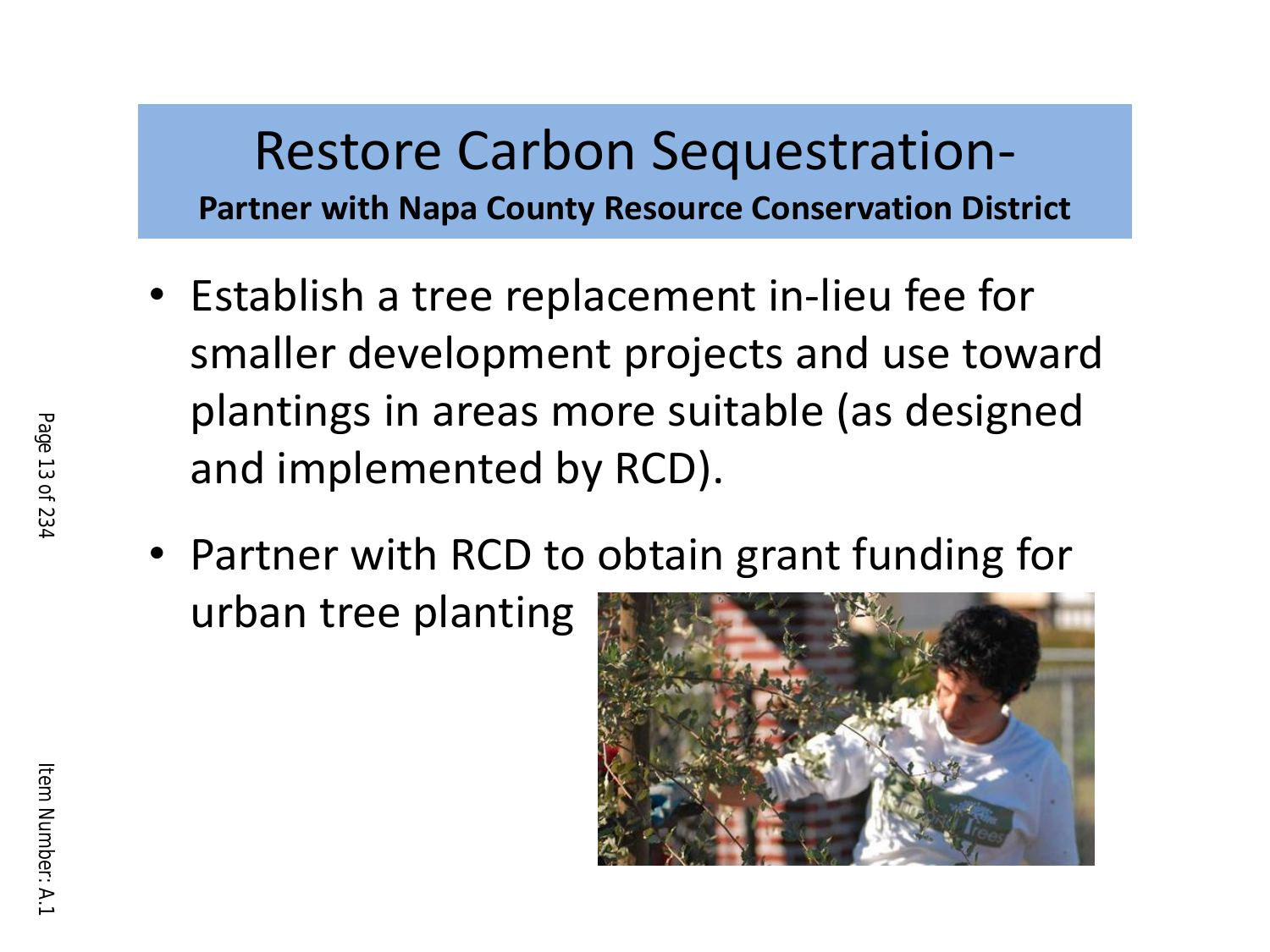# Restore Carbon Sequestration-

**Partner with Napa County Resource Conservation District**

- Establish a tree replacement in-lieu fee for smaller development projects and use toward plantings in areas more suitable (as designed and implemented by RCD).
- Partner with RCD to obtain grant funding for urban tree planting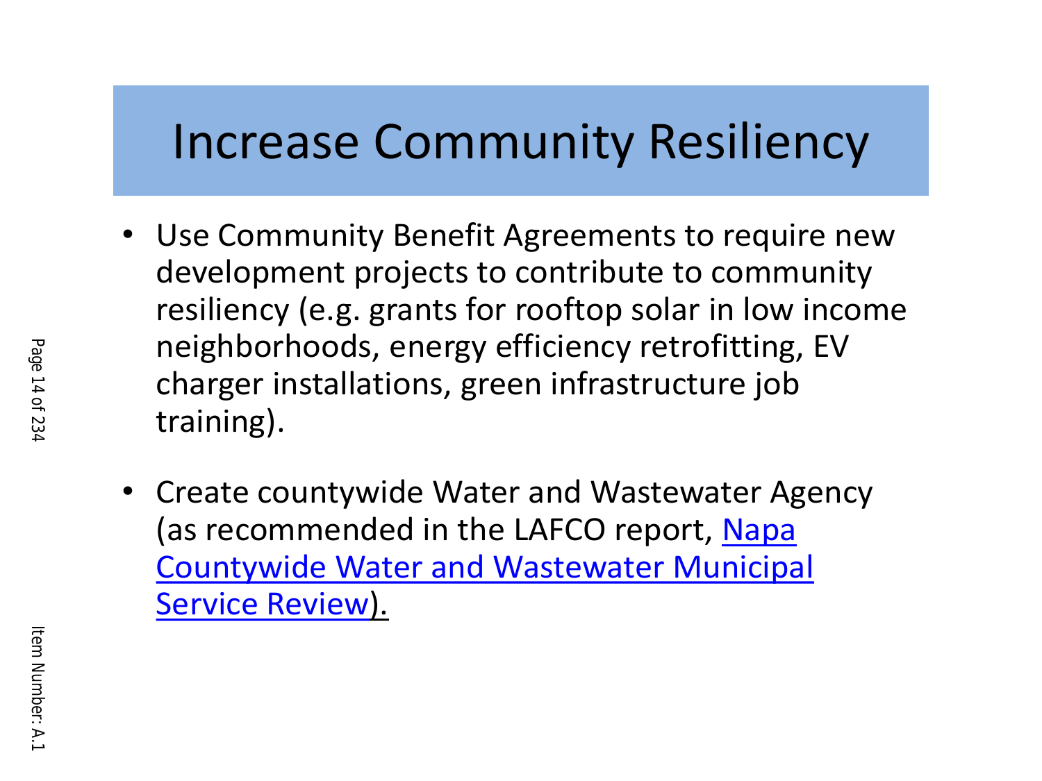# Increase Community Resiliency

- Use Community Benefit Agreements to require new development projects to contribute to community resiliency (e.g. grants for rooftop solar in low income neighborhoods, energy efficiency retrofitting, EV charger installations, green infrastructure job training).
- Create countywide Water and Wastewater Agency (as recommended in the LAFCO report, Napa Countywide Water and Wastewater Municipal Service Review).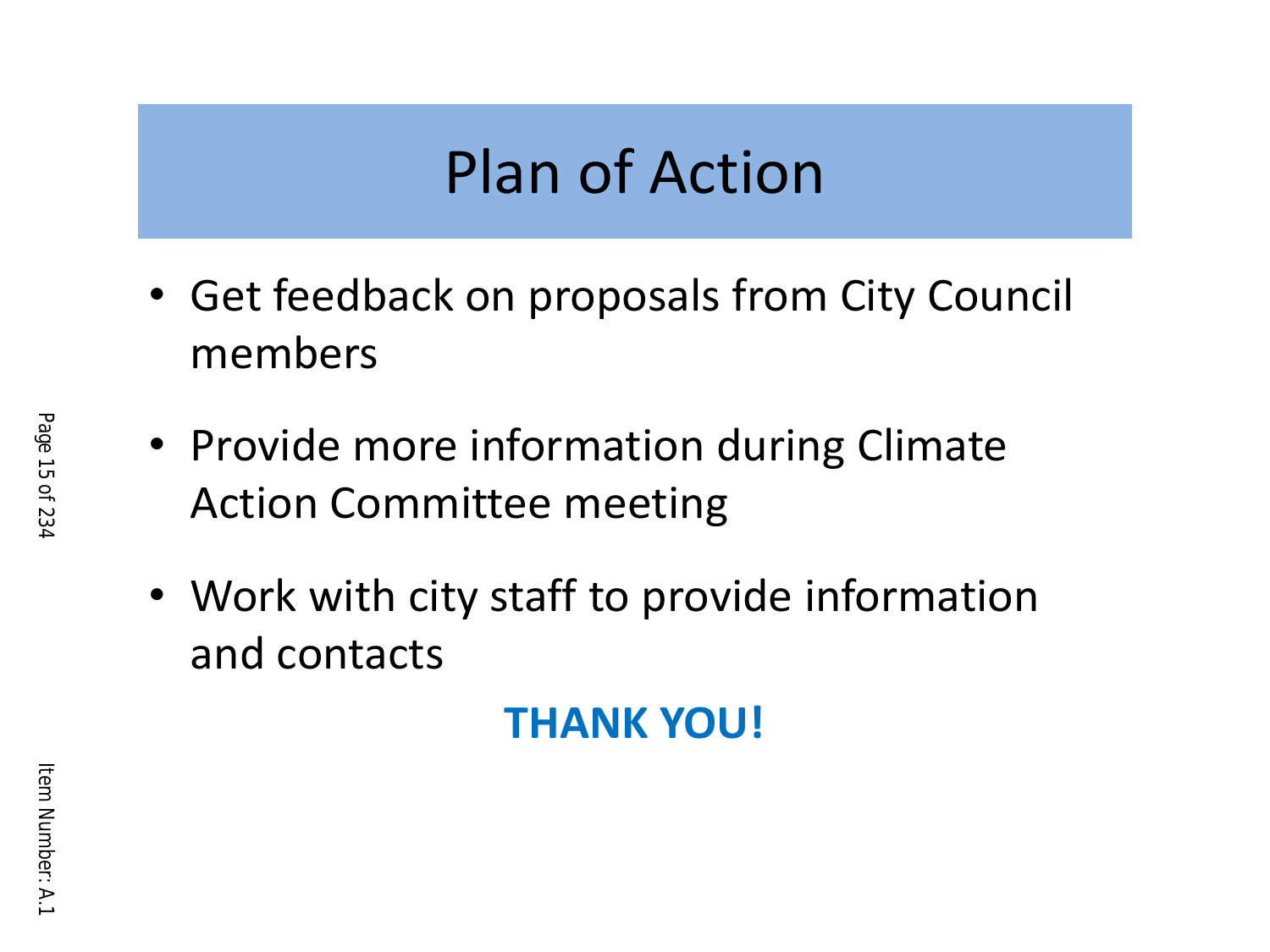# Plan of Action

- Get feedback on proposals from City Council members
- Provide more information during Climate Action Committee meeting
- Work with city staff to provide information and contacts

**THANK YOU!**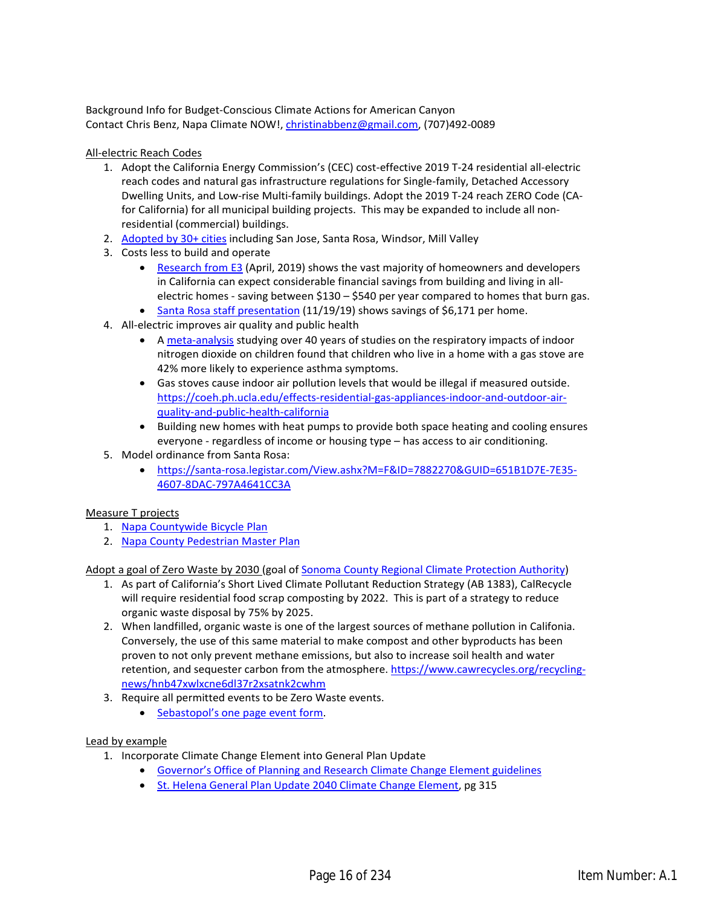Background Info for Budget-Conscious Climate Actions for American Canyon
Contact Chris Benz, Napa Climate NOW!, christinabbenz@gmail.com, (707)492-0089

<u>All-electric Reach Codes</u>

1. Adopt the California Energy Commission's (CEC) cost-effective 2019 T-24 residential all-electric reach codes and natural gas infrastructure regulations for Single-family, Detached Accessory Dwelling Units, and Low-rise Multi-family buildings. Adopt the 2019 T-24 reach ZERO Code (CA-for California) for all municipal building projects. This may be expanded to include all non-residential (commercial) buildings.
2. Adopted by 30+ cities including San Jose, Santa Rosa, Windsor, Mill Valley
3. Costs less to build and operate
   - Research from E3 (April, 2019) shows the vast majority of homeowners and developers in California can expect considerable financial savings from building and living in all-electric homes - saving between $130 – $540 per year compared to homes that burn gas.
   - Santa Rosa staff presentation (11/19/19) shows savings of $6,171 per home.
4. All-electric improves air quality and public health
   - A meta-analysis studying over 40 years of studies on the respiratory impacts of indoor nitrogen dioxide on children found that children who live in a home with a gas stove are 42% more likely to experience asthma symptoms.
   - Gas stoves cause indoor air pollution levels that would be illegal if measured outside. https://coeh.ph.ucla.edu/effects-residential-gas-appliances-indoor-and-outdoor-air-quality-and-public-health-california
   - Building new homes with heat pumps to provide both space heating and cooling ensures everyone - regardless of income or housing type – has access to air conditioning.
5. Model ordinance from Santa Rosa:
   - https://santa-rosa.legistar.com/View.ashx?M=F&ID=7882270&GUID=651B1D7E-7E35-4607-8DAC-797A4641CC3A

<u>Measure T projects</u>

1. Napa Countywide Bicycle Plan
2. Napa County Pedestrian Master Plan

<u>Adopt a goal of Zero Waste by 2030</u> (goal of Sonoma County Regional Climate Protection Authority)

1. As part of California's Short Lived Climate Pollutant Reduction Strategy (AB 1383), CalRecycle will require residential food scrap composting by 2022. This is part of a strategy to reduce organic waste disposal by 75% by 2025.
2. When landfilled, organic waste is one of the largest sources of methane pollution in Califonia. Conversely, the use of this same material to make compost and other byproducts has been proven to not only prevent methane emissions, but also to increase soil health and water retention, and sequester carbon from the atmosphere. https://www.cawrecycles.org/recycling-news/hnb47xwlxcne6dl37r2xsatnk2cwhm
3. Require all permitted events to be Zero Waste events.
   - Sebastopol's one page event form.

<u>Lead by example</u>

1. Incorporate Climate Change Element into General Plan Update
   - Governor's Office of Planning and Research Climate Change Element guidelines
   - St. Helena General Plan Update 2040 Climate Change Element, pg 315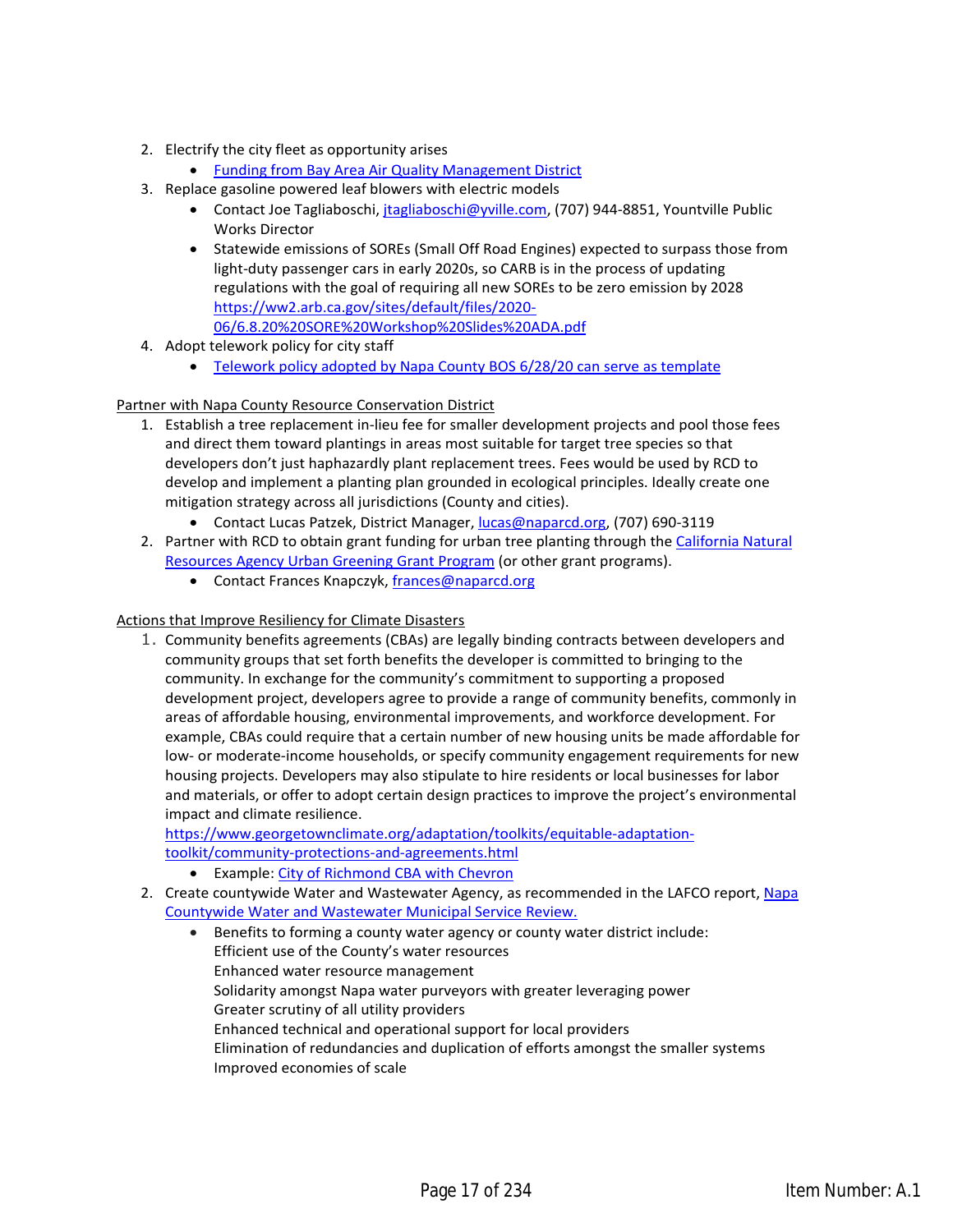2. Electrify the city fleet as opportunity arises
   - Funding from Bay Area Air Quality Management District
3. Replace gasoline powered leaf blowers with electric models
   - Contact Joe Tagliaboschi, jtagliaboschi@yville.com, (707) 944-8851, Yountville Public Works Director
   - Statewide emissions of SOREs (Small Off Road Engines) expected to surpass those from light-duty passenger cars in early 2020s, so CARB is in the process of updating regulations with the goal of requiring all new SOREs to be zero emission by 2028 https://ww2.arb.ca.gov/sites/default/files/2020-06/6.8.20%20SORE%20Workshop%20Slides%20ADA.pdf
4. Adopt telework policy for city staff
   - Telework policy adopted by Napa County BOS 6/28/20 can serve as template

Partner with Napa County Resource Conservation District

1. Establish a tree replacement in-lieu fee for smaller development projects and pool those fees and direct them toward plantings in areas most suitable for target tree species so that developers don't just haphazardly plant replacement trees. Fees would be used by RCD to develop and implement a planting plan grounded in ecological principles. Ideally create one mitigation strategy across all jurisdictions (County and cities).
   - Contact Lucas Patzek, District Manager, lucas@naparcd.org, (707) 690-3119
2. Partner with RCD to obtain grant funding for urban tree planting through the California Natural Resources Agency Urban Greening Grant Program (or other grant programs).
   - Contact Frances Knapczyk, frances@naparcd.org

Actions that Improve Resiliency for Climate Disasters

1. Community benefits agreements (CBAs) are legally binding contracts between developers and community groups that set forth benefits the developer is committed to bringing to the community. In exchange for the community's commitment to supporting a proposed development project, developers agree to provide a range of community benefits, commonly in areas of affordable housing, environmental improvements, and workforce development. For example, CBAs could require that a certain number of new housing units be made affordable for low- or moderate-income households, or specify community engagement requirements for new housing projects. Developers may also stipulate to hire residents or local businesses for labor and materials, or offer to adopt certain design practices to improve the project's environmental impact and climate resilience. https://www.georgetownclimate.org/adaptation/toolkits/equitable-adaptation-toolkit/community-protections-and-agreements.html
   - Example: City of Richmond CBA with Chevron
2. Create countywide Water and Wastewater Agency, as recommended in the LAFCO report, Napa Countywide Water and Wastewater Municipal Service Review.
   - Benefits to forming a county water agency or county water district include:
     Efficient use of the County's water resources
     Enhanced water resource management
     Solidarity amongst Napa water purveyors with greater leveraging power
     Greater scrutiny of all utility providers
     Enhanced technical and operational support for local providers
     Elimination of redundancies and duplication of efforts amongst the smaller systems
     Improved economies of scale